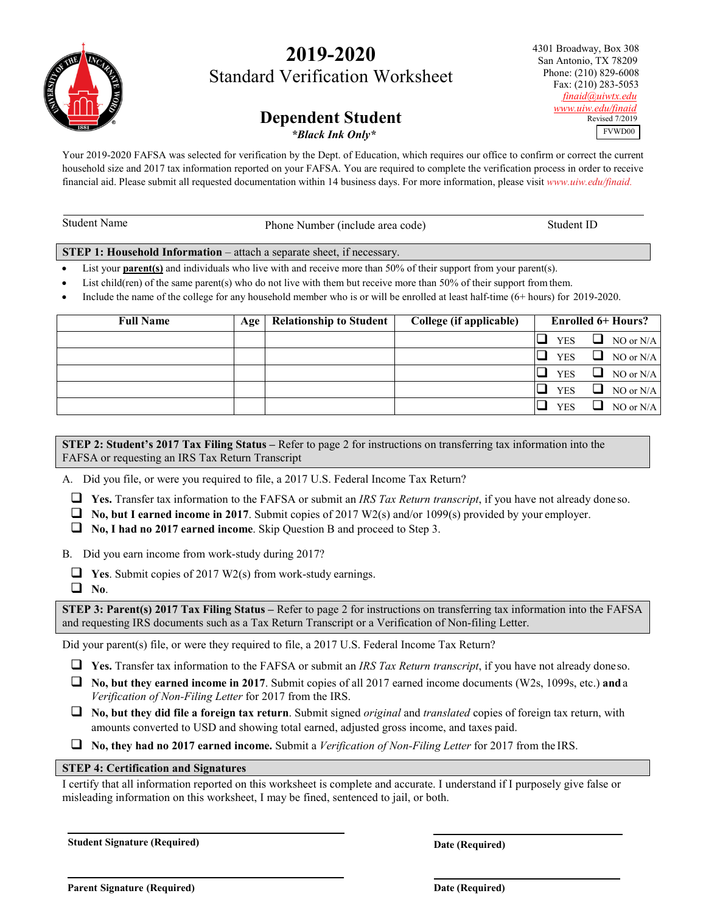# 2019-2020

## Standard Verification Worksheet

4301 Broadway, Box 308
San Antonio, TX 78209
Phone: (210) 829-6008
Fax: (210) 283-5053
finaid@uiwtx.edu
www.uiw.edu/finaid
Revised 7/2019
FVWD00

## Dependent Student

***Black Ink Only***

Your 2019-2020 FAFSA was selected for verification by the Dept. of Education, which requires our office to confirm or correct the current household size and 2017 tax information reported on your FAFSA. You are required to complete the verification process in order to receive financial aid. Please submit all requested documentation within 14 business days. For more information, please visit www.uiw.edu/finaid.

Student Name | Phone Number (include area code) | Student ID

### STEP 1: Household Information – attach a separate sheet, if necessary.

- List your **parent(s)** and individuals who live with and receive more than 50% of their support from your parent(s).
- List child(ren) of the same parent(s) who do not live with them but receive more than 50% of their support from them.
- Include the name of the college for any household member who is or will be enrolled at least half-time (6+ hours) for 2019-2020.

| Full Name | Age | Relationship to Student | College (if applicable) | Enrolled 6+ Hours? |
|---|---|---|---|---|
| | | | | ❑ YES ❑ NO or N/A |
| | | | | ❑ YES ❑ NO or N/A |
| | | | | ❑ YES ❑ NO or N/A |
| | | | | ❑ YES ❑ NO or N/A |
| | | | | ❑ YES ❑ NO or N/A |

### STEP 2: Student's 2017 Tax Filing Status – Refer to page 2 for instructions on transferring tax information into the FAFSA or requesting an IRS Tax Return Transcript

A. Did you file, or were you required to file, a 2017 U.S. Federal Income Tax Return?

- ❑ **Yes.** Transfer tax information to the FAFSA or submit an *IRS Tax Return transcript*, if you have not already done so.
- ❑ **No, but I earned income in 2017**. Submit copies of 2017 W2(s) and/or 1099(s) provided by your employer.
- ❑ **No, I had no 2017 earned income**. Skip Question B and proceed to Step 3.

B. Did you earn income from work-study during 2017?

- ❑ **Yes**. Submit copies of 2017 W2(s) from work-study earnings.
- ❑ **No**.

### STEP 3: Parent(s) 2017 Tax Filing Status – Refer to page 2 for instructions on transferring tax information into the FAFSA and requesting IRS documents such as a Tax Return Transcript or a Verification of Non-filing Letter.

Did your parent(s) file, or were they required to file, a 2017 U.S. Federal Income Tax Return?

- ❑ **Yes.** Transfer tax information to the FAFSA or submit an *IRS Tax Return transcript*, if you have not already done so.
- ❑ **No, but they earned income in 2017**. Submit copies of all 2017 earned income documents (W2s, 1099s, etc.) **and** a *Verification of Non-Filing Letter* for 2017 from the IRS.
- ❑ **No, but they did file a foreign tax return**. Submit signed *original* and *translated* copies of foreign tax return, with amounts converted to USD and showing total earned, adjusted gross income, and taxes paid.
- ❑ **No, they had no 2017 earned income.** Submit a *Verification of Non-Filing Letter* for 2017 from the IRS.

### STEP 4: Certification and Signatures

I certify that all information reported on this worksheet is complete and accurate. I understand if I purposely give false or misleading information on this worksheet, I may be fined, sentenced to jail, or both.

**Student Signature (Required)** | **Date (Required)**

**Parent Signature (Required)** | **Date (Required)**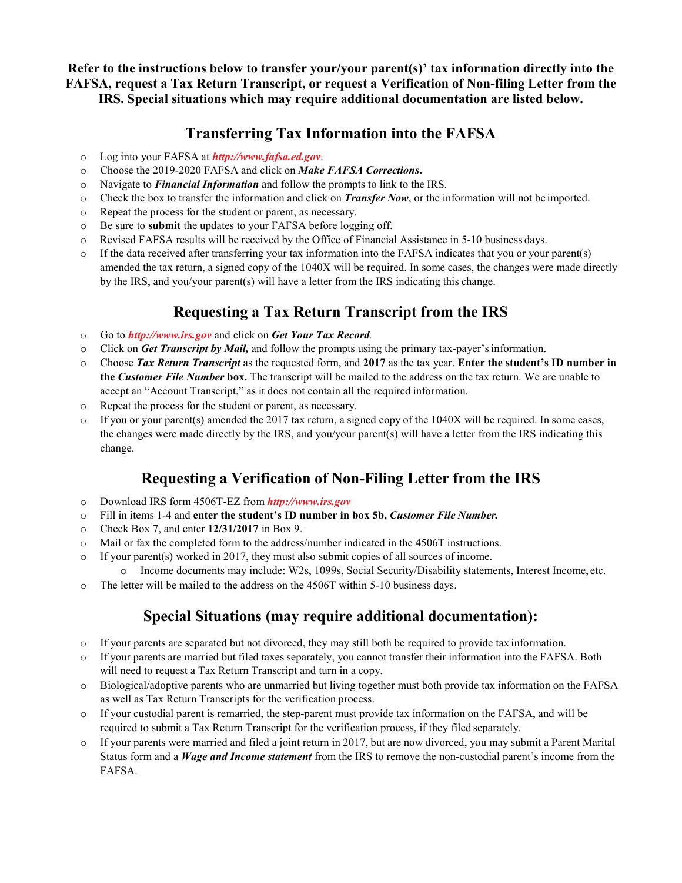**Refer to the instructions below to transfer your/your parent(s)' tax information directly into the FAFSA, request a Tax Return Transcript, or request a Verification of Non-filing Letter from the IRS. Special situations which may require additional documentation are listed below.**

## Transferring Tax Information into the FAFSA

- Log into your FAFSA at ***http://www.fafsa.ed.gov***.
- Choose the 2019-2020 FAFSA and click on ***Make FAFSA Corrections.***
- Navigate to ***Financial Information*** and follow the prompts to link to the IRS.
- Check the box to transfer the information and click on ***Transfer Now***, or the information will not be imported.
- Repeat the process for the student or parent, as necessary.
- Be sure to **submit** the updates to your FAFSA before logging off.
- Revised FAFSA results will be received by the Office of Financial Assistance in 5-10 business days.
- If the data received after transferring your tax information into the FAFSA indicates that you or your parent(s) amended the tax return, a signed copy of the 1040X will be required. In some cases, the changes were made directly by the IRS, and you/your parent(s) will have a letter from the IRS indicating this change.

## Requesting a Tax Return Transcript from the IRS

- Go to ***http://www.irs.gov*** and click on ***Get Your Tax Record***.
- Click on ***Get Transcript by Mail,*** and follow the prompts using the primary tax-payer's information.
- Choose ***Tax Return Transcript*** as the requested form, and **2017** as the tax year. **Enter the student's ID number in the *Customer File Number* box.** The transcript will be mailed to the address on the tax return. We are unable to accept an "Account Transcript," as it does not contain all the required information.
- Repeat the process for the student or parent, as necessary.
- If you or your parent(s) amended the 2017 tax return, a signed copy of the 1040X will be required. In some cases, the changes were made directly by the IRS, and you/your parent(s) will have a letter from the IRS indicating this change.

## Requesting a Verification of Non-Filing Letter from the IRS

- Download IRS form 4506T-EZ from ***http://www.irs.gov***
- Fill in items 1-4 and **enter the student's ID number in box 5b, *Customer File Number.***
- Check Box 7, and enter **12/31/2017** in Box 9.
- Mail or fax the completed form to the address/number indicated in the 4506T instructions.
- If your parent(s) worked in 2017, they must also submit copies of all sources of income.
  - Income documents may include: W2s, 1099s, Social Security/Disability statements, Interest Income, etc.
- The letter will be mailed to the address on the 4506T within 5-10 business days.

## Special Situations (may require additional documentation):

- If your parents are separated but not divorced, they may still both be required to provide tax information.
- If your parents are married but filed taxes separately, you cannot transfer their information into the FAFSA. Both will need to request a Tax Return Transcript and turn in a copy.
- Biological/adoptive parents who are unmarried but living together must both provide tax information on the FAFSA as well as Tax Return Transcripts for the verification process.
- If your custodial parent is remarried, the step-parent must provide tax information on the FAFSA, and will be required to submit a Tax Return Transcript for the verification process, if they filed separately.
- If your parents were married and filed a joint return in 2017, but are now divorced, you may submit a Parent Marital Status form and a ***Wage and Income statement*** from the IRS to remove the non-custodial parent's income from the FAFSA.